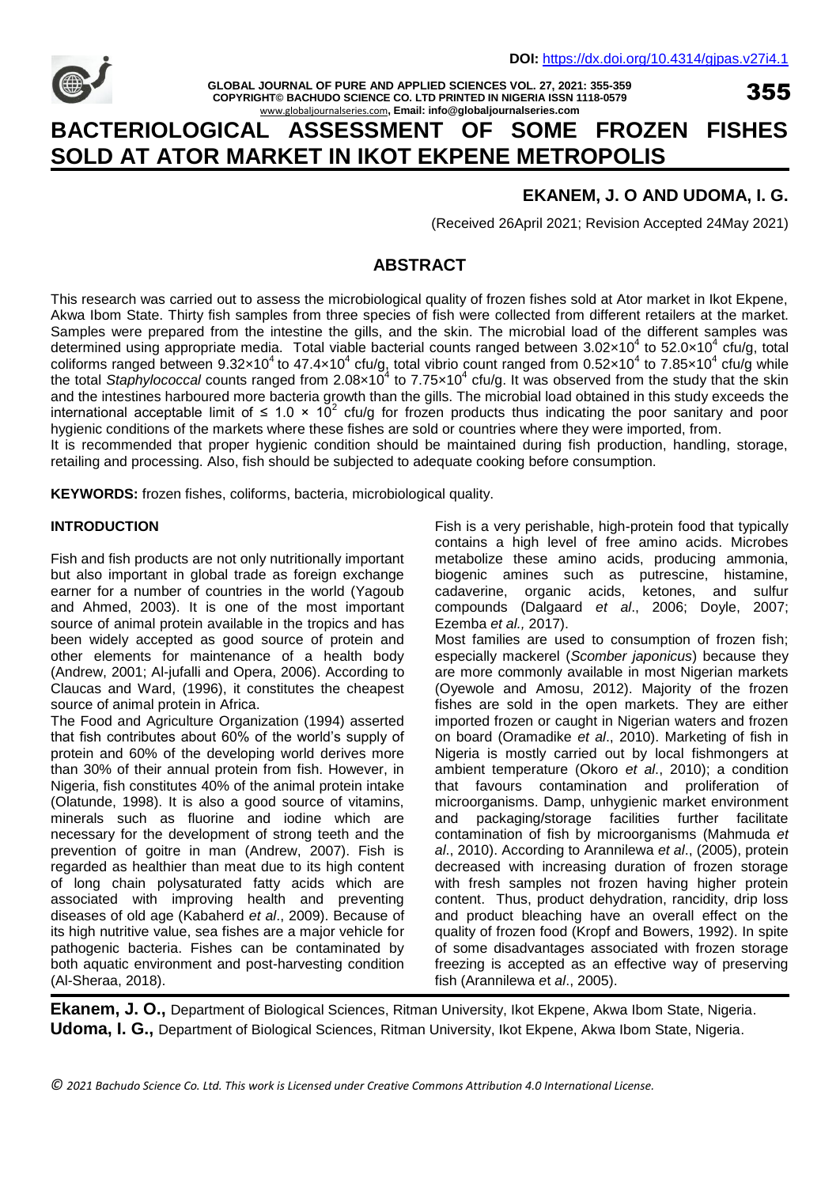DOI: https://dx.doi.org/10.4314/gjpas.v27i4.1

# BACTERIOLOGICAL ASSESSMENT OF SOME FROZEN FISHES SOLD AT ATOR MARKET IN IKOT EKPENE METROPOLIS

**EKANEM, J. O AND UDOMA, I. G.**

(Received 26April 2021; Revision Accepted 24May 2021)

## ABSTRACT

This research was carried out to assess the microbiological quality of frozen fishes sold at Ator market in Ikot Ekpene, Akwa Ibom State. Thirty fish samples from three species of fish were collected from different retailers at the market. Samples were prepared from the intestine the gills, and the skin. The microbial load of the different samples was determined using appropriate media. Total viable bacterial counts ranged between $3.02\times10^4$ to $52.0\times10^4$ cfu/g, total coliforms ranged between $9.32\times10^4$ to $47.4\times10^4$ cfu/g, total vibrio count ranged from $0.52\times10^4$ to $7.85\times10^4$ cfu/g while the total *Staphylococcal* counts ranged from $2.08\times10^4$ to $7.75\times10^4$ cfu/g. It was observed from the study that the skin and the intestines harboured more bacteria growth than the gills. The microbial load obtained in this study exceeds the international acceptable limit of $\leq 1.0 \times 10^2$ cfu/g for frozen products thus indicating the poor sanitary and poor hygienic conditions of the markets where these fishes are sold or countries where they were imported, from.

It is recommended that proper hygienic condition should be maintained during fish production, handling, storage, retailing and processing. Also, fish should be subjected to adequate cooking before consumption.

**KEYWORDS:** frozen fishes, coliforms, bacteria, microbiological quality.

## INTRODUCTION

Fish and fish products are not only nutritionally important but also important in global trade as foreign exchange earner for a number of countries in the world (Yagoub and Ahmed, 2003). It is one of the most important source of animal protein available in the tropics and has been widely accepted as good source of protein and other elements for maintenance of a health body (Andrew, 2001; Al-jufalli and Opera, 2006). According to Claucas and Ward, (1996), it constitutes the cheapest source of animal protein in Africa.

The Food and Agriculture Organization (1994) asserted that fish contributes about 60% of the world's supply of protein and 60% of the developing world derives more than 30% of their annual protein from fish. However, in Nigeria, fish constitutes 40% of the animal protein intake (Olatunde, 1998). It is also a good source of vitamins, minerals such as fluorine and iodine which are necessary for the development of strong teeth and the prevention of goitre in man (Andrew, 2007). Fish is regarded as healthier than meat due to its high content of long chain polysaturated fatty acids which are associated with improving health and preventing diseases of old age (Kabaherd *et al*., 2009). Because of its high nutritive value, sea fishes are a major vehicle for pathogenic bacteria. Fishes can be contaminated by both aquatic environment and post-harvesting condition (Al-Sheraa, 2018).

Fish is a very perishable, high-protein food that typically contains a high level of free amino acids. Microbes metabolize these amino acids, producing ammonia, biogenic amines such as putrescine, histamine, cadaverine, organic acids, ketones, and sulfur compounds (Dalgaard *et al*., 2006; Doyle, 2007; Ezemba *et al.,* 2017).

Most families are used to consumption of frozen fish; especially mackerel (*Scomber japonicus*) because they are more commonly available in most Nigerian markets (Oyewole and Amosu, 2012). Majority of the frozen fishes are sold in the open markets. They are either imported frozen or caught in Nigerian waters and frozen on board (Oramadike *et al*., 2010). Marketing of fish in Nigeria is mostly carried out by local fishmongers at ambient temperature (Okoro *et al*., 2010); a condition that favours contamination and proliferation of microorganisms. Damp, unhygienic market environment and packaging/storage facilities further facilitate contamination of fish by microorganisms (Mahmuda *et al*., 2010). According to Arannilewa *et al*., (2005), protein decreased with increasing duration of frozen storage with fresh samples not frozen having higher protein content. Thus, product dehydration, rancidity, drip loss and product bleaching have an overall effect on the quality of frozen food (Kropf and Bowers, 1992). In spite of some disadvantages associated with frozen storage freezing is accepted as an effective way of preserving fish (Arannilewa et *al*., 2005).

**Ekanem, J. O.,** Department of Biological Sciences, Ritman University, Ikot Ekpene, Akwa Ibom State, Nigeria.
**Udoma, I. G.,** Department of Biological Sciences, Ritman University, Ikot Ekpene, Akwa Ibom State, Nigeria.

*© 2021 Bachudo Science Co. Ltd. This work is Licensed under Creative Commons Attribution 4.0 International License.*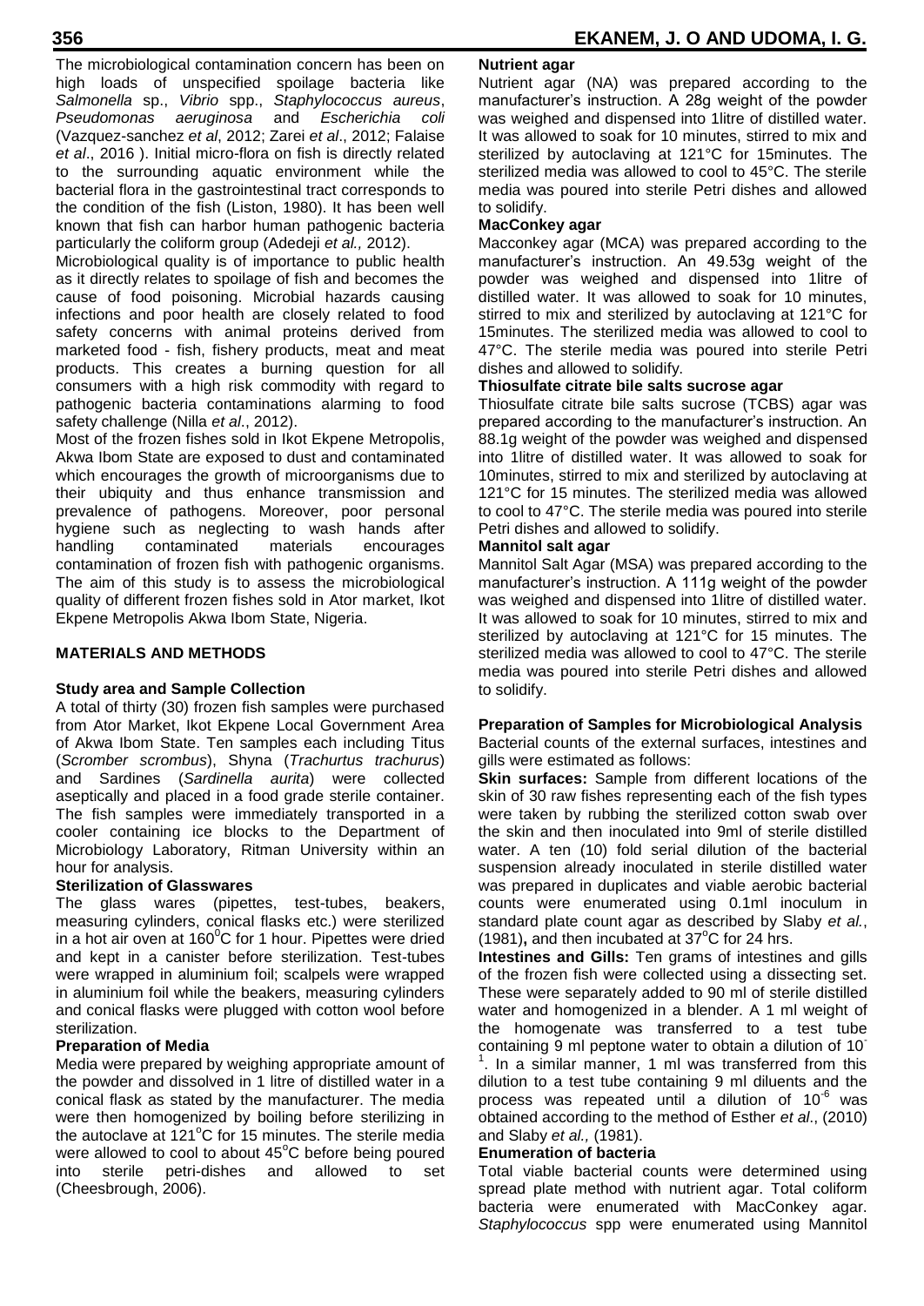The microbiological contamination concern has been on high loads of unspecified spoilage bacteria like *Salmonella* sp., *Vibrio* spp., *Staphylococcus aureus*, *Pseudomonas aeruginosa* and *Escherichia coli* (Vazquez-sanchez *et al*, 2012; Zarei *et al*., 2012; Falaise *et al*., 2016 ). Initial micro-flora on fish is directly related to the surrounding aquatic environment while the bacterial flora in the gastrointestinal tract corresponds to the condition of the fish (Liston, 1980). It has been well known that fish can harbor human pathogenic bacteria particularly the coliform group (Adedeji *et al.,* 2012).

Microbiological quality is of importance to public health as it directly relates to spoilage of fish and becomes the cause of food poisoning. Microbial hazards causing infections and poor health are closely related to food safety concerns with animal proteins derived from marketed food - fish, fishery products, meat and meat products. This creates a burning question for all consumers with a high risk commodity with regard to pathogenic bacteria contaminations alarming to food safety challenge (Nilla *et al*., 2012).

Most of the frozen fishes sold in Ikot Ekpene Metropolis, Akwa Ibom State are exposed to dust and contaminated which encourages the growth of microorganisms due to their ubiquity and thus enhance transmission and prevalence of pathogens. Moreover, poor personal hygiene such as neglecting to wash hands after handling contaminated materials encourages contamination of frozen fish with pathogenic organisms. The aim of this study is to assess the microbiological quality of different frozen fishes sold in Ator market, Ikot Ekpene Metropolis Akwa Ibom State, Nigeria.

## MATERIALS AND METHODS

### Study area and Sample Collection

A total of thirty (30) frozen fish samples were purchased from Ator Market, Ikot Ekpene Local Government Area of Akwa Ibom State. Ten samples each including Titus (*Scromber scrombus*), Shyna (*Trachurtus trachurus*) and Sardines (*Sardinella aurita*) were collected aseptically and placed in a food grade sterile container. The fish samples were immediately transported in a cooler containing ice blocks to the Department of Microbiology Laboratory, Ritman University within an hour for analysis.

### Sterilization of Glasswares

The glass wares (pipettes, test-tubes, beakers, measuring cylinders, conical flasks etc.) were sterilized in a hot air oven at $160^{0}$C for 1 hour. Pipettes were dried and kept in a canister before sterilization. Test-tubes were wrapped in aluminium foil; scalpels were wrapped in aluminium foil while the beakers, measuring cylinders and conical flasks were plugged with cotton wool before sterilization.

### Preparation of Media

Media were prepared by weighing appropriate amount of the powder and dissolved in 1 litre of distilled water in a conical flask as stated by the manufacturer. The media were then homogenized by boiling before sterilizing in the autoclave at $121^{o}$C for 15 minutes. The sterile media were allowed to cool to about $45^{o}$C before being poured into sterile petri-dishes and allowed to set (Cheesbrough, 2006).

### Nutrient agar

Nutrient agar (NA) was prepared according to the manufacturer's instruction. A 28g weight of the powder was weighed and dispensed into 1litre of distilled water. It was allowed to soak for 10 minutes, stirred to mix and sterilized by autoclaving at 121°C for 15minutes. The sterilized media was allowed to cool to 45°C. The sterile media was poured into sterile Petri dishes and allowed to solidify.

### MacConkey agar

Macconkey agar (MCA) was prepared according to the manufacturer's instruction. An 49.53g weight of the powder was weighed and dispensed into 1litre of distilled water. It was allowed to soak for 10 minutes, stirred to mix and sterilized by autoclaving at 121°C for 15minutes. The sterilized media was allowed to cool to 47°C. The sterile media was poured into sterile Petri dishes and allowed to solidify.

### Thiosulfate citrate bile salts sucrose agar

Thiosulfate citrate bile salts sucrose (TCBS) agar was prepared according to the manufacturer's instruction. An 88.1g weight of the powder was weighed and dispensed into 1litre of distilled water. It was allowed to soak for 10minutes, stirred to mix and sterilized by autoclaving at 121°C for 15 minutes. The sterilized media was allowed to cool to 47°C. The sterile media was poured into sterile Petri dishes and allowed to solidify.

### Mannitol salt agar

Mannitol Salt Agar (MSA) was prepared according to the manufacturer's instruction. A 111g weight of the powder was weighed and dispensed into 1litre of distilled water. It was allowed to soak for 10 minutes, stirred to mix and sterilized by autoclaving at 121°C for 15 minutes. The sterilized media was allowed to cool to 47°C. The sterile media was poured into sterile Petri dishes and allowed to solidify.

### Preparation of Samples for Microbiological Analysis

Bacterial counts of the external surfaces, intestines and gills were estimated as follows:

**Skin surfaces:** Sample from different locations of the skin of 30 raw fishes representing each of the fish types were taken by rubbing the sterilized cotton swab over the skin and then inoculated into 9ml of sterile distilled water. A ten (10) fold serial dilution of the bacterial suspension already inoculated in sterile distilled water was prepared in duplicates and viable aerobic bacterial counts were enumerated using 0.1ml inoculum in standard plate count agar as described by Slaby *et al.*, (1981)**,** and then incubated at $37^{o}$C for 24 hrs.

**Intestines and Gills:** Ten grams of intestines and gills of the frozen fish were collected using a dissecting set. These were separately added to 90 ml of sterile distilled water and homogenized in a blender. A 1 ml weight of the homogenate was transferred to a test tube containing 9 ml peptone water to obtain a dilution of $10^{-1}$. In a similar manner, 1 ml was transferred from this dilution to a test tube containing 9 ml diluents and the process was repeated until a dilution of $10^{-6}$ was obtained according to the method of Esther *et al*., (2010) and Slaby *et al.,* (1981).

### Enumeration of bacteria

Total viable bacterial counts were determined using spread plate method with nutrient agar. Total coliform bacteria were enumerated with MacConkey agar. *Staphylococcus* spp were enumerated using Mannitol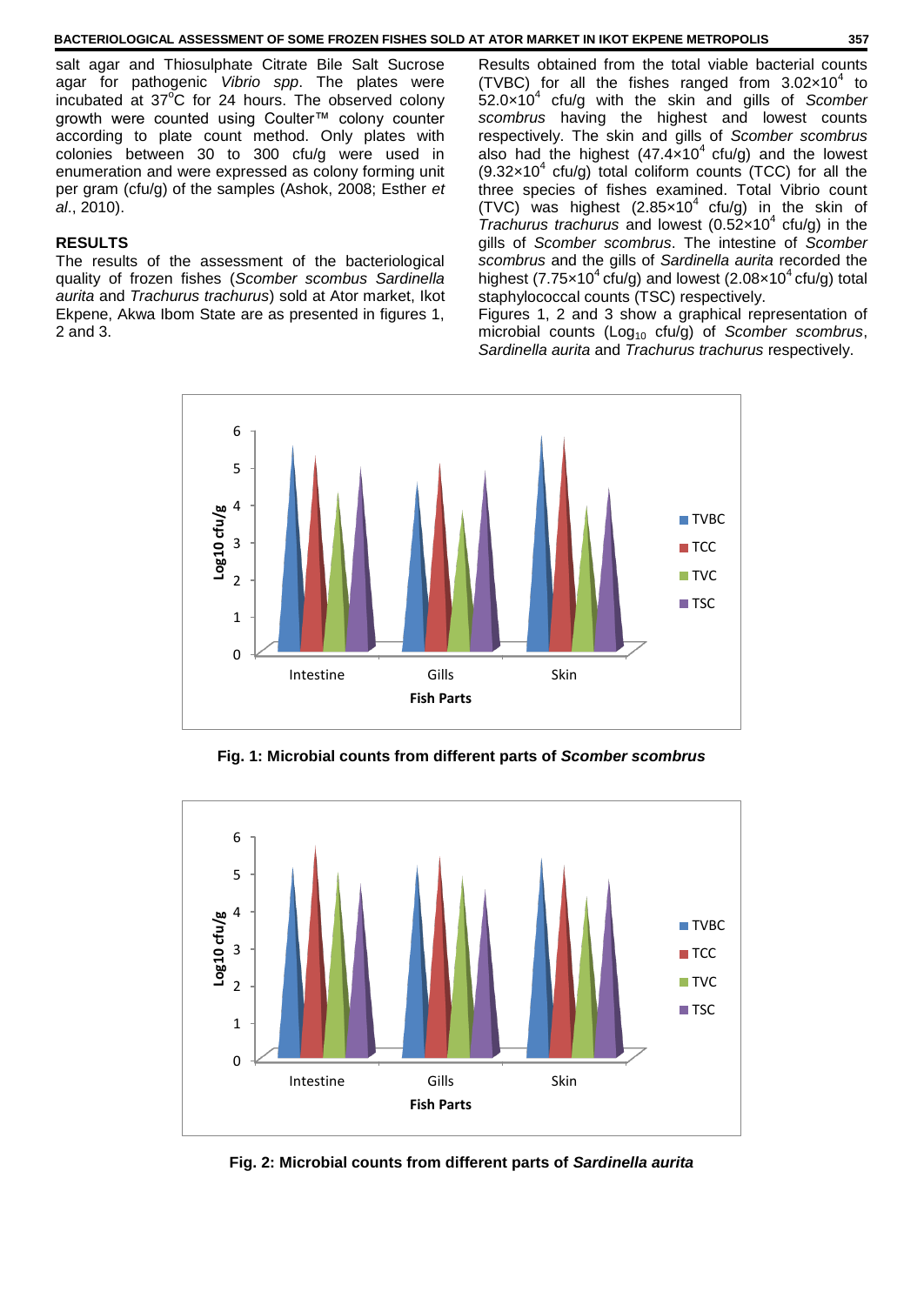salt agar and Thiosulphate Citrate Bile Salt Sucrose agar for pathogenic *Vibrio spp*. The plates were incubated at 37°C for 24 hours. The observed colony growth were counted using Coulter™ colony counter according to plate count method. Only plates with colonies between 30 to 300 cfu/g were used in enumeration and were expressed as colony forming unit per gram (cfu/g) of the samples (Ashok, 2008; Esther *et al*., 2010).

## RESULTS

The results of the assessment of the bacteriological quality of frozen fishes (*Scomber scombus Sardinella aurita* and *Trachurus trachurus*) sold at Ator market, Ikot Ekpene, Akwa Ibom State are as presented in figures 1, 2 and 3.

Results obtained from the total viable bacterial counts (TVBC) for all the fishes ranged from $3.02\times10^4$ to $52.0\times10^4$ cfu/g with the skin and gills of *Scomber scombrus* having the highest and lowest counts respectively. The skin and gills of *Scomber scombrus* also had the highest ($47.4\times10^4$ cfu/g) and the lowest ($9.32\times10^4$ cfu/g) total coliform counts (TCC) for all the three species of fishes examined. Total Vibrio count (TVC) was highest ($2.85\times10^4$ cfu/g) in the skin of *Trachurus trachurus* and lowest ($0.52\times10^4$ cfu/g) in the gills of *Scomber scombrus*. The intestine of *Scomber scombrus* and the gills of *Sardinella aurita* recorded the highest ($7.75\times10^4$ cfu/g) and lowest ($2.08\times10^4$ cfu/g) total staphylococcal counts (TSC) respectively.

Figures 1, 2 and 3 show a graphical representation of microbial counts ($Log_{10}$ cfu/g) of *Scomber scombrus*, *Sardinella aurita* and *Trachurus trachurus* respectively.

**Fig. 1: Microbial counts from different parts of *Scomber scombrus***

**Fig. 2: Microbial counts from different parts of *Sardinella aurita***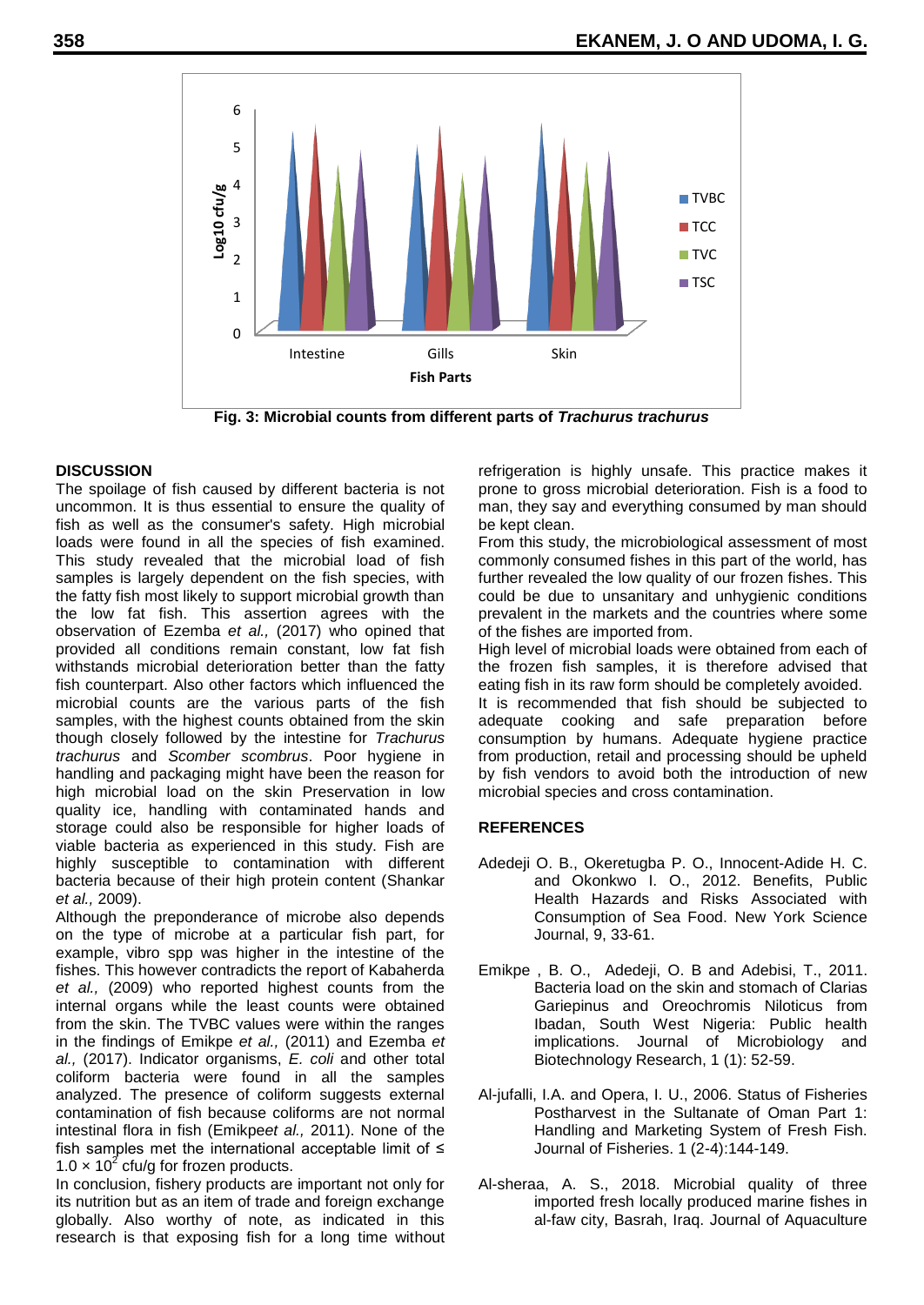Fig. 3: Microbial counts from different parts of ***Trachurus trachurus***

## DISCUSSION

The spoilage of fish caused by different bacteria is not uncommon. It is thus essential to ensure the quality of fish as well as the consumer's safety. High microbial loads were found in all the species of fish examined. This study revealed that the microbial load of fish samples is largely dependent on the fish species, with the fatty fish most likely to support microbial growth than the low fat fish. This assertion agrees with the observation of Ezemba *et al.,* (2017) who opined that provided all conditions remain constant, low fat fish withstands microbial deterioration better than the fatty fish counterpart. Also other factors which influenced the microbial counts are the various parts of the fish samples, with the highest counts obtained from the skin though closely followed by the intestine for *Trachurus trachurus* and *Scomber scombrus*. Poor hygiene in handling and packaging might have been the reason for high microbial load on the skin Preservation in low quality ice, handling with contaminated hands and storage could also be responsible for higher loads of viable bacteria as experienced in this study. Fish are highly susceptible to contamination with different bacteria because of their high protein content (Shankar *et al.,* 2009).

Although the preponderance of microbe also depends on the type of microbe at a particular fish part, for example, vibro spp was higher in the intestine of the fishes. This however contradicts the report of Kabaherda *et al.,* (2009) who reported highest counts from the internal organs while the least counts were obtained from the skin. The TVBC values were within the ranges in the findings of Emikpe *et al.,* (2011) and Ezemba *et al.,* (2017). Indicator organisms, *E. coli* and other total coliform bacteria were found in all the samples analyzed. The presence of coliform suggests external contamination of fish because coliforms are not normal intestinal flora in fish (Emikpe*et al.,* 2011). None of the fish samples met the international acceptable limit of ≤ $1.0 \times 10^2$ cfu/g for frozen products.

In conclusion, fishery products are important not only for its nutrition but as an item of trade and foreign exchange globally. Also worthy of note, as indicated in this research is that exposing fish for a long time without refrigeration is highly unsafe. This practice makes it prone to gross microbial deterioration. Fish is a food to man, they say and everything consumed by man should be kept clean.

From this study, the microbiological assessment of most commonly consumed fishes in this part of the world, has further revealed the low quality of our frozen fishes. This could be due to unsanitary and unhygienic conditions prevalent in the markets and the countries where some of the fishes are imported from.

High level of microbial loads were obtained from each of the frozen fish samples, it is therefore advised that eating fish in its raw form should be completely avoided. It is recommended that fish should be subjected to adequate cooking and safe preparation before consumption by humans. Adequate hygiene practice from production, retail and processing should be upheld by fish vendors to avoid both the introduction of new microbial species and cross contamination.

## REFERENCES

Adedeji O. B., Okeretugba P. O., Innocent-Adide H. C. and Okonkwo I. O., 2012. Benefits, Public Health Hazards and Risks Associated with Consumption of Sea Food. New York Science Journal, 9, 33-61.

Emikpe , B. O., Adedeji, O. B and Adebisi, T., 2011. Bacteria load on the skin and stomach of Clarias Gariepinus and Oreochromis Niloticus from Ibadan, South West Nigeria: Public health implications. Journal of Microbiology and Biotechnology Research, 1 (1): 52-59.

Al-jufalli, I.A. and Opera, I. U., 2006. Status of Fisheries Postharvest in the Sultanate of Oman Part 1: Handling and Marketing System of Fresh Fish. Journal of Fisheries. 1 (2-4):144-149.

Al-sheraa, A. S., 2018. Microbial quality of three imported fresh locally produced marine fishes in al-faw city, Basrah, Iraq. Journal of Aquaculture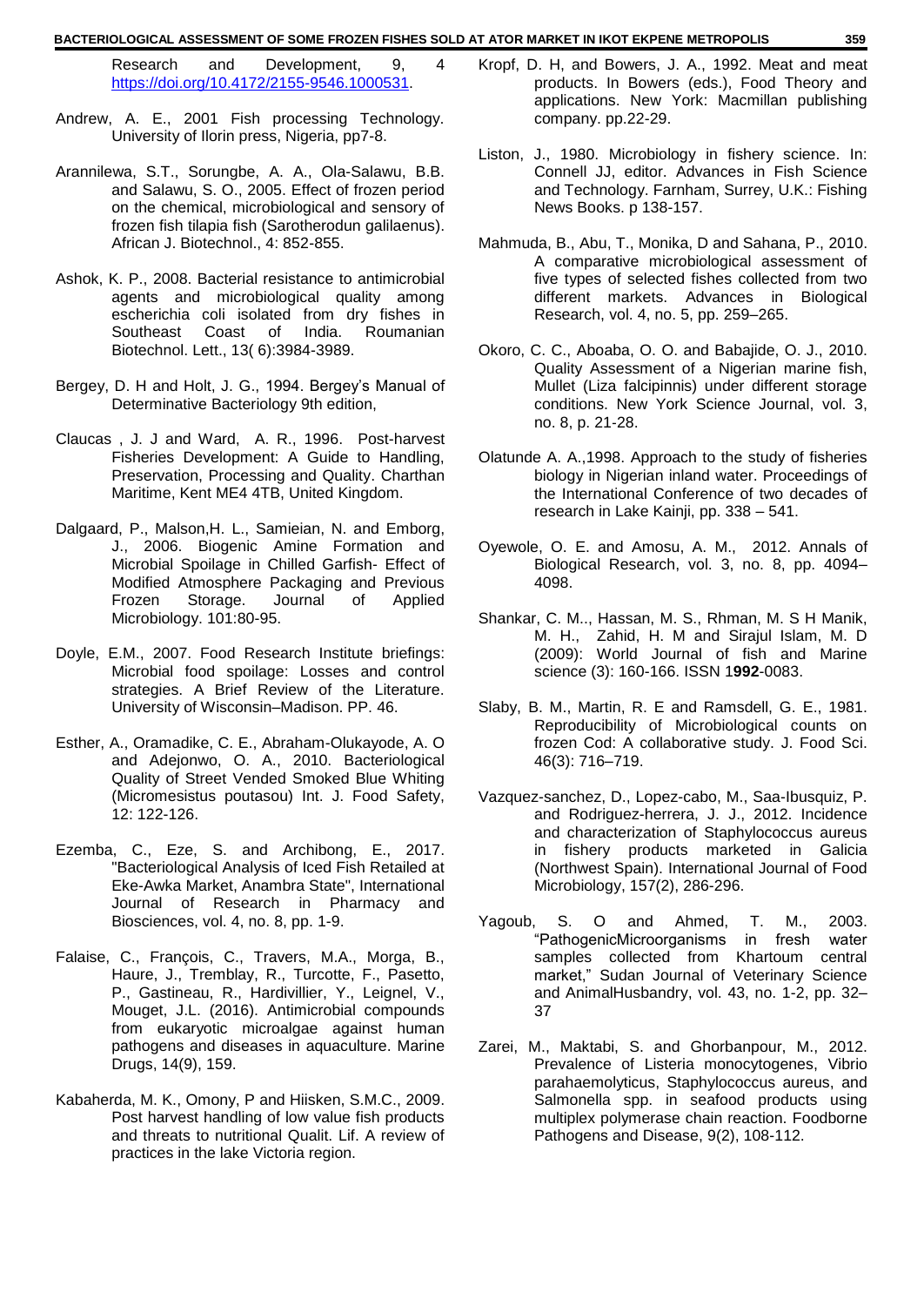Research and Development, 9, 4 https://doi.org/10.4172/2155-9546.1000531.

Andrew, A. E., 2001 Fish processing Technology. University of Ilorin press, Nigeria, pp7-8.

Arannilewa, S.T., Sorungbe, A. A., Ola-Salawu, B.B. and Salawu, S. O., 2005. Effect of frozen period on the chemical, microbiological and sensory of frozen fish tilapia fish (Sarotherodun galilaenus). African J. Biotechnol., 4: 852-855.

Ashok, K. P., 2008. Bacterial resistance to antimicrobial agents and microbiological quality among escherichia coli isolated from dry fishes in Southeast Coast of India. Roumanian Biotechnol. Lett., 13( 6):3984-3989.

Bergey, D. H and Holt, J. G., 1994. Bergey's Manual of Determinative Bacteriology 9th edition,

Claucas , J. J and Ward, A. R., 1996. Post-harvest Fisheries Development: A Guide to Handling, Preservation, Processing and Quality. Charthan Maritime, Kent ME4 4TB, United Kingdom.

Dalgaard, P., Malson,H. L., Samieian, N. and Emborg, J., 2006. Biogenic Amine Formation and Microbial Spoilage in Chilled Garfish- Effect of Modified Atmosphere Packaging and Previous Frozen Storage. Journal of Applied Microbiology. 101:80-95.

Doyle, E.M., 2007. Food Research Institute briefings: Microbial food spoilage: Losses and control strategies. A Brief Review of the Literature. University of Wisconsin–Madison. PP. 46.

Esther, A., Oramadike, C. E., Abraham-Olukayode, A. O and Adejonwo, O. A., 2010. Bacteriological Quality of Street Vended Smoked Blue Whiting (Micromesistus poutasou) Int. J. Food Safety, 12: 122-126.

Ezemba, C., Eze, S. and Archibong, E., 2017. "Bacteriological Analysis of Iced Fish Retailed at Eke-Awka Market, Anambra State", International Journal of Research in Pharmacy and Biosciences, vol. 4, no. 8, pp. 1-9.

Falaise, C., François, C., Travers, M.A., Morga, B., Haure, J., Tremblay, R., Turcotte, F., Pasetto, P., Gastineau, R., Hardivillier, Y., Leignel, V., Mouget, J.L. (2016). Antimicrobial compounds from eukaryotic microalgae against human pathogens and diseases in aquaculture. Marine Drugs, 14(9), 159.

Kabaherda, M. K., Omony, P and Hiisken, S.M.C., 2009. Post harvest handling of low value fish products and threats to nutritional Qualit. Lif. A review of practices in the lake Victoria region.

Kropf, D. H, and Bowers, J. A., 1992. Meat and meat products. In Bowers (eds.), Food Theory and applications. New York: Macmillan publishing company. pp.22-29.

Liston, J., 1980. Microbiology in fishery science. In: Connell JJ, editor. Advances in Fish Science and Technology. Farnham, Surrey, U.K.: Fishing News Books. p 138-157.

Mahmuda, B., Abu, T., Monika, D and Sahana, P., 2010. A comparative microbiological assessment of five types of selected fishes collected from two different markets. Advances in Biological Research, vol. 4, no. 5, pp. 259–265.

Okoro, C. C., Aboaba, O. O. and Babajide, O. J., 2010. Quality Assessment of a Nigerian marine fish, Mullet (Liza falcipinnis) under different storage conditions. New York Science Journal, vol. 3, no. 8, p. 21-28.

Olatunde A. A.,1998. Approach to the study of fisheries biology in Nigerian inland water. Proceedings of the International Conference of two decades of research in Lake Kainji, pp. 338 – 541.

Oyewole, O. E. and Amosu, A. M., 2012. Annals of Biological Research, vol. 3, no. 8, pp. 4094–4098.

Shankar, C. M.., Hassan, M. S., Rhman, M. S H Manik, M. H., Zahid, H. M and Sirajul Islam, M. D (2009): World Journal of fish and Marine science (3): 160-166. ISSN 1**992**-0083.

Slaby, B. M., Martin, R. E and Ramsdell, G. E., 1981. Reproducibility of Microbiological counts on frozen Cod: A collaborative study. J. Food Sci. 46(3): 716–719.

Vazquez-sanchez, D., Lopez-cabo, M., Saa-Ibusquiz, P. and Rodriguez-herrera, J. J., 2012. Incidence and characterization of Staphylococcus aureus in fishery products marketed in Galicia (Northwest Spain). International Journal of Food Microbiology, 157(2), 286-296.

Yagoub, S. O and Ahmed, T. M., 2003. "PathogenicMicroorganisms in fresh water samples collected from Khartoum central market," Sudan Journal of Veterinary Science and AnimalHusbandry, vol. 43, no. 1-2, pp. 32–37

Zarei, M., Maktabi, S. and Ghorbanpour, M., 2012. Prevalence of Listeria monocytogenes, Vibrio parahaemolyticus, Staphylococcus aureus, and Salmonella spp. in seafood products using multiplex polymerase chain reaction. Foodborne Pathogens and Disease, 9(2), 108-112.